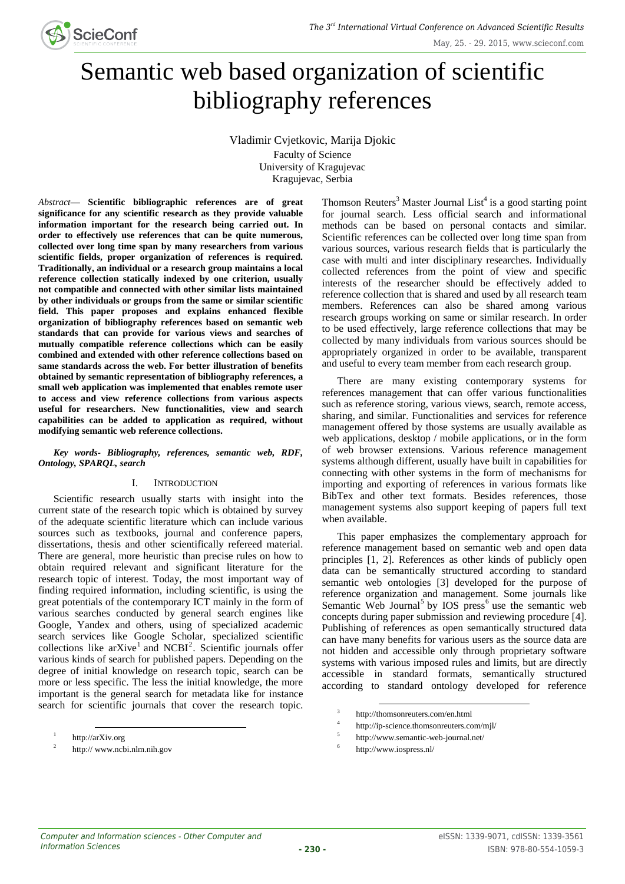# Semantic web based organization of scientific bibliography references

Vladimir Cvjetkovic, Marija Djokic
Faculty of Science
University of Kragujevac
Kragujevac, Serbia

*Abstract***— Scientific bibliographic references are of great significance for any scientific research as they provide valuable information important for the research being carried out. In order to effectively use references that can be quite numerous, collected over long time span by many researchers from various scientific fields, proper organization of references is required. Traditionally, an individual or a research group maintains a local reference collection statically indexed by one criterion, usually not compatible and connected with other similar lists maintained by other individuals or groups from the same or similar scientific field. This paper proposes and explains enhanced flexible organization of bibliography references based on semantic web standards that can provide for various views and searches of mutually compatible reference collections which can be easily combined and extended with other reference collections based on same standards across the web. For better illustration of benefits obtained by semantic representation of bibliography references, a small web application was implemented that enables remote user to access and view reference collections from various aspects useful for researchers. New functionalities, view and search capabilities can be added to application as required, without modifying semantic web reference collections.**

***Key words- Bibliography, references, semantic web, RDF, Ontology, SPARQL, search***

## I. Introduction

Scientific research usually starts with insight into the current state of the research topic which is obtained by survey of the adequate scientific literature which can include various sources such as textbooks, journal and conference papers, dissertations, thesis and other scientifically refereed material. There are general, more heuristic than precise rules on how to obtain required relevant and significant literature for the research topic of interest. Today, the most important way of finding required information, including scientific, is using the great potentials of the contemporary ICT mainly in the form of various searches conducted by general search engines like Google, Yandex and others, using of specialized academic search services like Google Scholar, specialized scientific collections like arXive[1] and NCBI[2]. Scientific journals offer various kinds of search for published papers. Depending on the degree of initial knowledge on research topic, search can be more or less specific. The less the initial knowledge, the more important is the general search for metadata like for instance search for scientific journals that cover the research topic. Thomson Reuters[3] Master Journal List[4] is a good starting point for journal search. Less official search and informational methods can be based on personal contacts and similar. Scientific references can be collected over long time span from various sources, various research fields that is particularly the case with multi and inter disciplinary researches. Individually collected references from the point of view and specific interests of the researcher should be effectively added to reference collection that is shared and used by all research team members. References can also be shared among various research groups working on same or similar research. In order to be used effectively, large reference collections that may be collected by many individuals from various sources should be appropriately organized in order to be available, transparent and useful to every team member from each research group.

There are many existing contemporary systems for references management that can offer various functionalities such as reference storing, various views, search, remote access, sharing, and similar. Functionalities and services for reference management offered by those systems are usually available as web applications, desktop / mobile applications, or in the form of web browser extensions. Various reference management systems although different, usually have built in capabilities for connecting with other systems in the form of mechanisms for importing and exporting of references in various formats like BibTex and other text formats. Besides references, those management systems also support keeping of papers full text when available.

This paper emphasizes the complementary approach for reference management based on semantic web and open data principles [1, 2]. References as other kinds of publicly open data can be semantically structured according to standard semantic web ontologies [3] developed for the purpose of reference organization and management. Some journals like Semantic Web Journal[5] by IOS press[6] use the semantic web concepts during paper submission and reviewing procedure [4]. Publishing of references as open semantically structured data can have many benefits for various users as the source data are not hidden and accessible only through proprietary software systems with various imposed rules and limits, but are directly accessible in standard formats, semantically structured according to standard ontology developed for reference

[1] http://arXiv.org

[2] http:// www.ncbi.nlm.nih.gov

[3] http://thomsonreuters.com/en.html

[4] http://ip-science.thomsonreuters.com/mjl/

[5] http://www.semantic-web-journal.net/

[6] http://www.iospress.nl/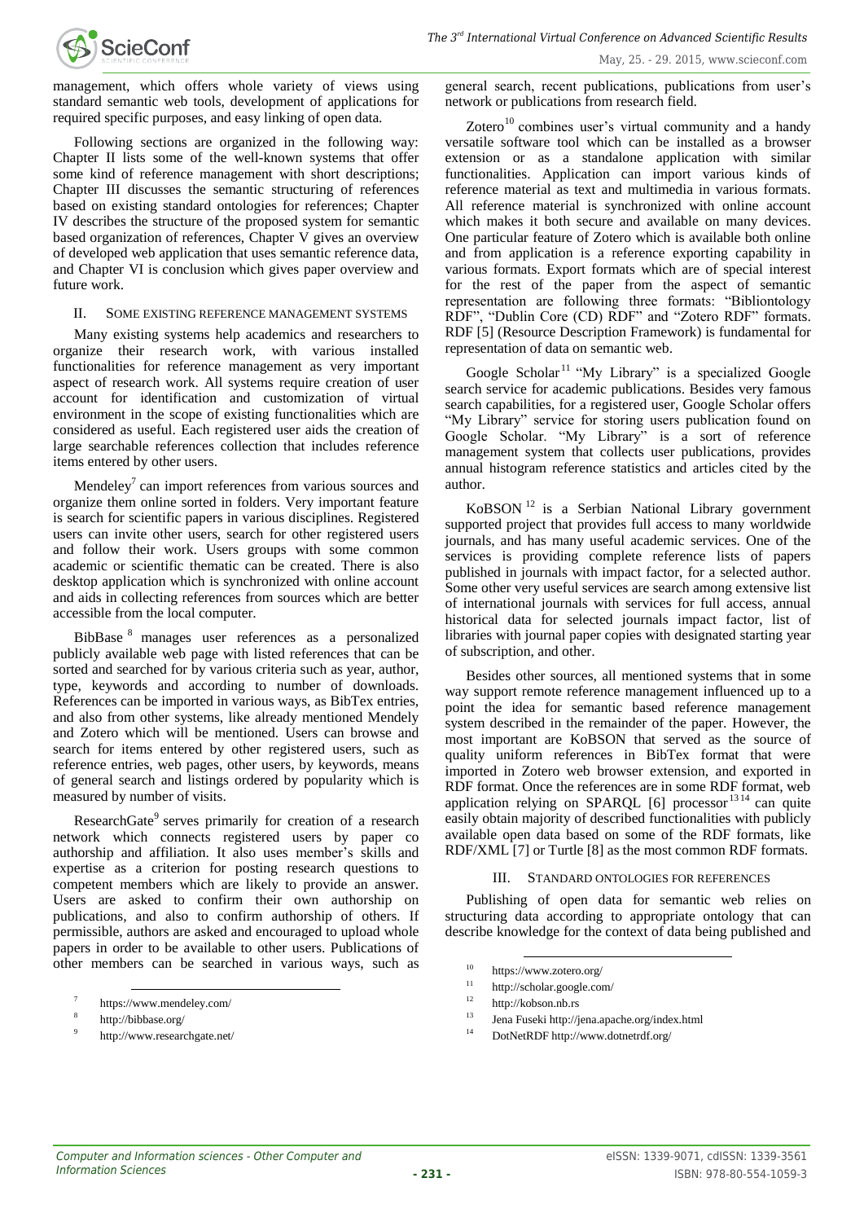management, which offers whole variety of views using standard semantic web tools, development of applications for required specific purposes, and easy linking of open data.

Following sections are organized in the following way: Chapter II lists some of the well-known systems that offer some kind of reference management with short descriptions; Chapter III discusses the semantic structuring of references based on existing standard ontologies for references; Chapter IV describes the structure of the proposed system for semantic based organization of references, Chapter V gives an overview of developed web application that uses semantic reference data, and Chapter VI is conclusion which gives paper overview and future work.

## II. Some existing reference management systems

Many existing systems help academics and researchers to organize their research work, with various installed functionalities for reference management as very important aspect of research work. All systems require creation of user account for identification and customization of virtual environment in the scope of existing functionalities which are considered as useful. Each registered user aids the creation of large searchable references collection that includes reference items entered by other users.

Mendeley[7] can import references from various sources and organize them online sorted in folders. Very important feature is search for scientific papers in various disciplines. Registered users can invite other users, search for other registered users and follow their work. Users groups with some common academic or scientific thematic can be created. There is also desktop application which is synchronized with online account and aids in collecting references from sources which are better accessible from the local computer.

BibBase [8] manages user references as a personalized publicly available web page with listed references that can be sorted and searched for by various criteria such as year, author, type, keywords and according to number of downloads. References can be imported in various ways, as BibTex entries, and also from other systems, like already mentioned Mendely and Zotero which will be mentioned. Users can browse and search for items entered by other registered users, such as reference entries, web pages, other users, by keywords, means of general search and listings ordered by popularity which is measured by number of visits.

ResearchGate[9] serves primarily for creation of a research network which connects registered users by paper co authorship and affiliation. It also uses member's skills and expertise as a criterion for posting research questions to competent members which are likely to provide an answer. Users are asked to confirm their own authorship on publications, and also to confirm authorship of others. If permissible, authors are asked and encouraged to upload whole papers in order to be available to other users. Publications of other members can be searched in various ways, such as general search, recent publications, publications from user's network or publications from research field.

Zotero[10] combines user's virtual community and a handy versatile software tool which can be installed as a browser extension or as a standalone application with similar functionalities. Application can import various kinds of reference material as text and multimedia in various formats. All reference material is synchronized with online account which makes it both secure and available on many devices. One particular feature of Zotero which is available both online and from application is a reference exporting capability in various formats. Export formats which are of special interest for the rest of the paper from the aspect of semantic representation are following three formats: "Bibliontology RDF", "Dublin Core (CD) RDF" and "Zotero RDF" formats. RDF [5] (Resource Description Framework) is fundamental for representation of data on semantic web.

Google Scholar[11] "My Library" is a specialized Google search service for academic publications. Besides very famous search capabilities, for a registered user, Google Scholar offers "My Library" service for storing users publication found on Google Scholar. "My Library" is a sort of reference management system that collects user publications, provides annual histogram reference statistics and articles cited by the author.

KoBSON [12] is a Serbian National Library government supported project that provides full access to many worldwide journals, and has many useful academic services. One of the services is providing complete reference lists of papers published in journals with impact factor, for a selected author. Some other very useful services are search among extensive list of international journals with services for full access, annual historical data for selected journals impact factor, list of libraries with journal paper copies with designated starting year of subscription, and other.

Besides other sources, all mentioned systems that in some way support remote reference management influenced up to a point the idea for semantic based reference management system described in the remainder of the paper. However, the most important are KoBSON that served as the source of quality uniform references in BibTex format that were imported in Zotero web browser extension, and exported in RDF format. Once the references are in some RDF format, web application relying on SPARQL [6] processor [13,14] can quite easily obtain majority of described functionalities with publicly available open data based on some of the RDF formats, like RDF/XML [7] or Turtle [8] as the most common RDF formats.

## III. Standard ontologies for references

Publishing of open data for semantic web relies on structuring data according to appropriate ontology that can describe knowledge for the context of data being published and

[7] https://www.mendeley.com/

[8] http://bibbase.org/

[9] http://www.researchgate.net/

[10] https://www.zotero.org/

[11] http://scholar.google.com/

[12] http://kobson.nb.rs

[13] Jena Fuseki http://jena.apache.org/index.html

[14] DotNetRDF http://www.dotnetrdf.org/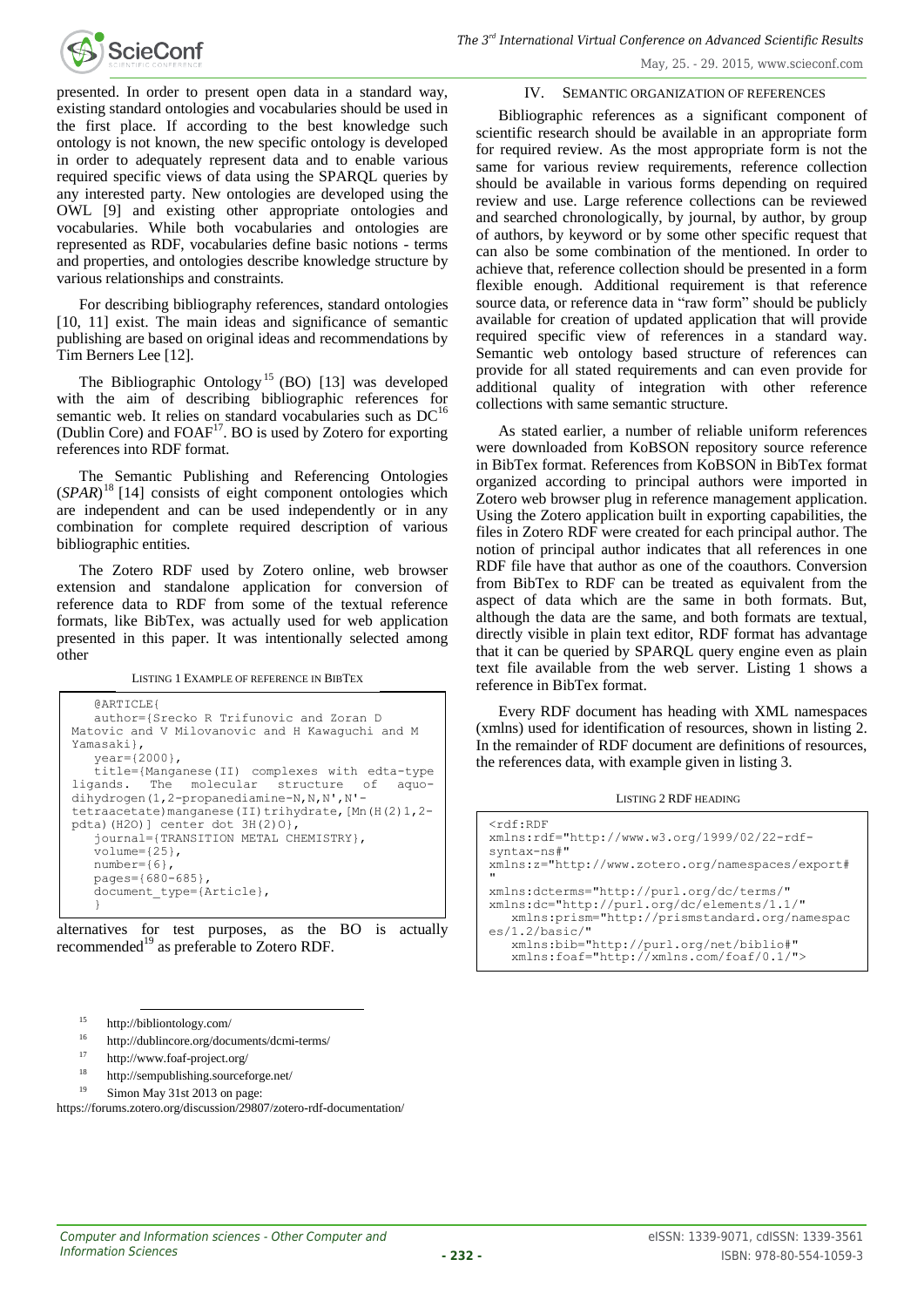presented. In order to present open data in a standard way, existing standard ontologies and vocabularies should be used in the first place. If according to the best knowledge such ontology is not known, the new specific ontology is developed in order to adequately represent data and to enable various required specific views of data using the SPARQL queries by any interested party. New ontologies are developed using the OWL [9] and existing other appropriate ontologies and vocabularies. While both vocabularies and ontologies are represented as RDF, vocabularies define basic notions - terms and properties, and ontologies describe knowledge structure by various relationships and constraints.

For describing bibliography references, standard ontologies [10, 11] exist. The main ideas and significance of semantic publishing are based on original ideas and recommendations by Tim Berners Lee [12].

The Bibliographic Ontology[15] (BO) [13] was developed with the aim of describing bibliographic references for semantic web. It relies on standard vocabularies such as DC[16] (Dublin Core) and FOAF[17]. BO is used by Zotero for exporting references into RDF format.

The Semantic Publishing and Referencing Ontologies (*SPAR*)[18] [14] consists of eight component ontologies which are independent and can be used independently or in any combination for complete required description of various bibliographic entities.

The Zotero RDF used by Zotero online, web browser extension and standalone application for conversion of reference data to RDF from some of the textual reference formats, like BibTex, was actually used for web application presented in this paper. It was intentionally selected among other alternatives for test purposes, as the BO is actually recommended[19] as preferable to Zotero RDF.

LISTING 1 EXAMPLE OF REFERENCE IN BIBTEX

```
@ARTICLE{
   author={Srecko R Trifunovic and Zoran D
Matovic and V Milovanovic and H Kawaguchi and M
Yamasaki},
   year={2000},
   title={Manganese(II) complexes with edta-type
ligands. The molecular structure of aquo-
dihydrogen(1,2-propanediamine-N,N,N',N'-
tetraacetate)manganese(II)trihydrate,[Mn(H(2)1,2-
pdta)(H2O)] center dot 3H(2)O},
   journal={TRANSITION METAL CHEMISTRY},
   volume={25},
   number={6},
   pages={680-685},
   document_type={Article},
   }
```

## IV. SEMANTIC ORGANIZATION OF REFERENCES

Bibliographic references as a significant component of scientific research should be available in an appropriate form for required review. As the most appropriate form is not the same for various review requirements, reference collection should be available in various forms depending on required review and use. Large reference collections can be reviewed and searched chronologically, by journal, by author, by group of authors, by keyword or by some other specific request that can also be some combination of the mentioned. In order to achieve that, reference collection should be presented in a form flexible enough. Additional requirement is that reference source data, or reference data in "raw form" should be publicly available for creation of updated application that will provide required specific view of references in a standard way. Semantic web ontology based structure of references can provide for all stated requirements and can even provide for additional quality of integration with other reference collections with same semantic structure.

As stated earlier, a number of reliable uniform references were downloaded from KoBSON repository source reference in BibTex format. References from KoBSON in BibTex format organized according to principal authors were imported in Zotero web browser plug in reference management application. Using the Zotero application built in exporting capabilities, the files in Zotero RDF were created for each principal author. The notion of principal author indicates that all references in one RDF file have that author as one of the coauthors. Conversion from BibTex to RDF can be treated as equivalent from the aspect of data which are the same in both formats. But, although the data are the same, and both formats are textual, directly visible in plain text editor, RDF format has advantage that it can be queried by SPARQL query engine even as plain text file available from the web server. Listing 1 shows a reference in BibTex format.

Every RDF document has heading with XML namespaces (xmlns) used for identification of resources, shown in listing 2. In the remainder of RDF document are definitions of resources, the references data, with example given in listing 3.

LISTING 2 RDF HEADING

```
<rdf:RDF
xmlns:rdf="http://www.w3.org/1999/02/22-rdf-
syntax-ns#"
xmlns:z="http://www.zotero.org/namespaces/export#
"
xmlns:dcterms="http://purl.org/dc/terms/"
xmlns:dc="http://purl.org/dc/elements/1.1/"
   xmlns:prism="http://prismstandard.org/namespac
es/1.2/basic/"
   xmlns:bib="http://purl.org/net/biblio#"
   xmlns:foaf="http://xmlns.com/foaf/0.1/">
```

---

[15] http://bibliontology.com/

[16] http://dublincore.org/documents/dcmi-terms/

[17] http://www.foaf-project.org/

[18] http://sempublishing.sourceforge.net/

[19] Simon May 31st 2013 on page: https://forums.zotero.org/discussion/29807/zotero-rdf-documentation/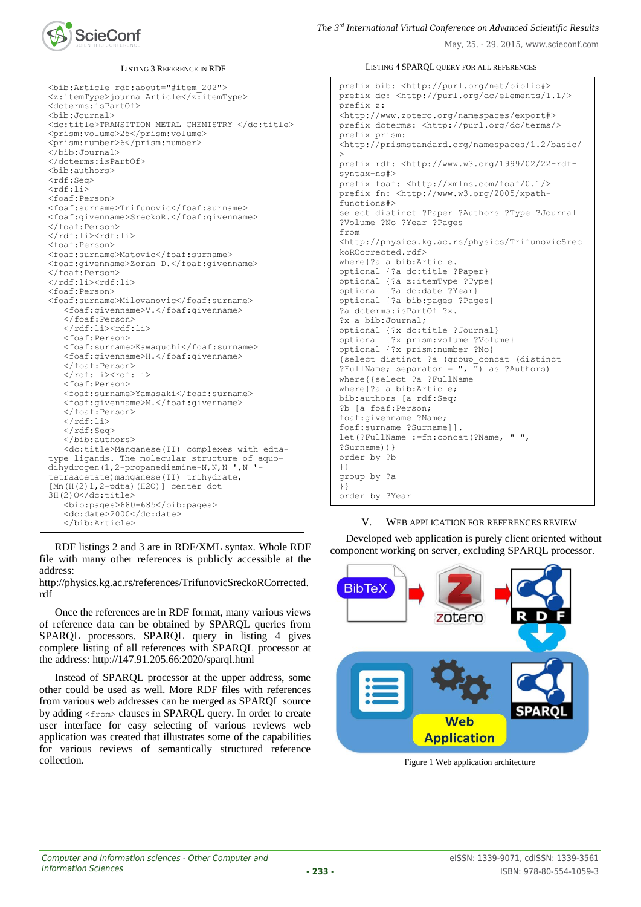LISTING 3 REFERENCE IN RDF

```
<bib:Article rdf:about="#item_202">
<z:itemType>journalArticle</z:itemType>
<dcterms:isPartOf>
<bib:Journal>
<dc:title>TRANSITION METAL CHEMISTRY </dc:title>
<prism:volume>25</prism:volume>
<prism:number>6</prism:number>
</bib:Journal>
</dcterms:isPartOf>
<bib:authors>
<rdf:Seq>
<rdf:li>
<foaf:Person>
<foaf:surname>Trifunovic</foaf:surname>
<foaf:givenname>SreckoR.</foaf:givenname>
</foaf:Person>
</rdf:li><rdf:li>
<foaf:Person>
<foaf:surname>Matovic</foaf:surname>
<foaf:givenname>Zoran D.</foaf:givenname>
</foaf:Person>
</rdf:li><rdf:li>
<foaf:Person>
<foaf:surname>Milovanovic</foaf:surname>
    <foaf:givenname>V.</foaf:givenname>
    </foaf:Person>
    </rdf:li><rdf:li>
    <foaf:Person>
    <foaf:surname>Kawaguchi</foaf:surname>
    <foaf:givenname>H.</foaf:givenname>
    </foaf:Person>
    </rdf:li><rdf:li>
    <foaf:Person>
    <foaf:surname>Yamasaki</foaf:surname>
    <foaf:givenname>M.</foaf:givenname>
    </foaf:Person>
    </rdf:li>
    </rdf:Seq>
    </bib:authors>
    <dc:title>Manganese(II) complexes with edta-
type ligands. The molecular structure of aquo-
dihydrogen(1,2-propanediamine-N,N,N ',N '-
tetraacetate)manganese(II) trihydrate,
[Mn(H(2)1,2-pdta)(H2O)] center dot
3H(2)O</dc:title>
    <bib:pages>680-685</bib:pages>
    <dc:date>2000</dc:date>
    </bib:Article>
```

RDF listings 2 and 3 are in RDF/XML syntax. Whole RDF file with many other references is publicly accessible at the address:
http://physics.kg.ac.rs/references/TrifunovicSreckoRCorrected.rdf

Once the references are in RDF format, many various views of reference data can be obtained by SPARQL queries from SPARQL processors. SPARQL query in listing 4 gives complete listing of all references with SPARQL processor at the address: http://147.91.205.66:2020/sparql.html

Instead of SPARQL processor at the upper address, some other could be used as well. More RDF files with references from various web addresses can be merged as SPARQL source by adding `<from>` clauses in SPARQL query. In order to create user interface for easy selecting of various reviews web application was created that illustrates some of the capabilities for various reviews of semantically structured reference collection.

LISTING 4 SPARQL QUERY FOR ALL REFERENCES

```
prefix bib: <http://purl.org/net/biblio#>
prefix dc: <http://purl.org/dc/elements/1.1/>
prefix z:
<http://www.zotero.org/namespaces/export#>
prefix dcterms: <http://purl.org/dc/terms/>
prefix prism:
<http://prismstandard.org/namespaces/1.2/basic/
>
prefix rdf: <http://www.w3.org/1999/02/22-rdf-
syntax-ns#>
prefix foaf: <http://xmlns.com/foaf/0.1/>
prefix fn: <http://www.w3.org/2005/xpath-
functions#>
select distinct ?Paper ?Authors ?Type ?Journal
?Volume ?No ?Year ?Pages
from
<http://physics.kg.ac.rs/physics/TrifunovicSrec
koRCorrected.rdf>
where{?a a bib:Article.
optional {?a dc:title ?Paper}
optional {?a z:itemType ?Type}
optional {?a dc:date ?Year}
optional {?a bib:pages ?Pages}
?a dcterms:isPartOf ?x.
?x a bib:Journal;
optional {?x dc:title ?Journal}
optional {?x prism:volume ?Volume}
optional {?x prism:number ?No}
{select distinct ?a (group_concat (distinct
?FullName; separator = ", ") as ?Authors)
where{{select ?a ?FullName
where{?a a bib:Article;
bib:authors [a rdf:Seq;
?b [a foaf:Person;
foaf:givenname ?Name;
foaf:surname ?Surname]].
let(?FullName :=fn:concat(?Name, " ",
?Surname))}
order by ?b
}}
group by ?a
}}
order by ?Year
```

## V. WEB APPLICATION FOR REFERENCES REVIEW

Developed web application is purely client oriented without component working on server, excluding SPARQL processor.

Figure 1 Web application architecture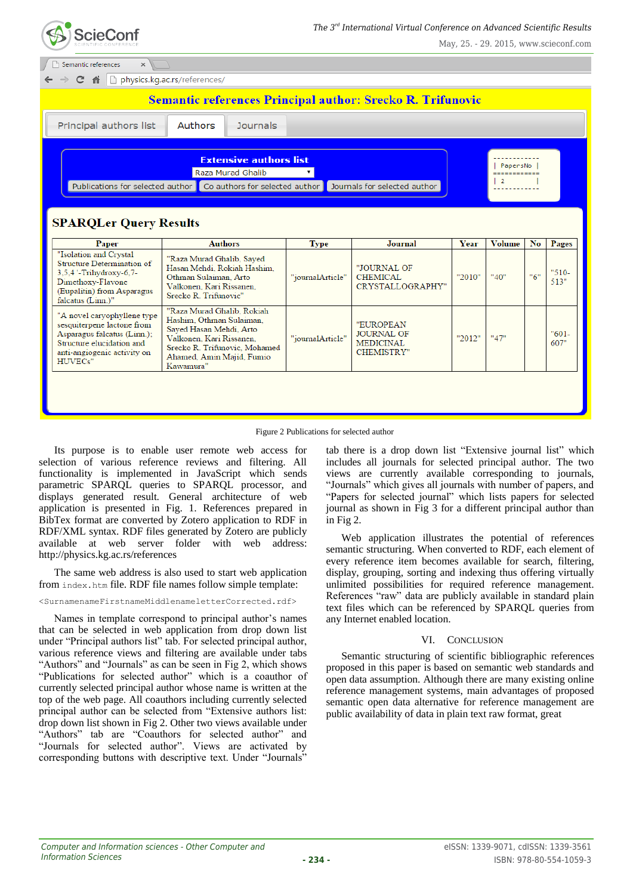Figure 2 Publications for selected author

Its purpose is to enable user remote web access for selection of various reference reviews and filtering. All functionality is implemented in JavaScript which sends parametric SPARQL queries to SPARQL processor, and displays generated result. General architecture of web application is presented in Fig. 1. References prepared in BibTex format are converted by Zotero application to RDF in RDF/XML syntax. RDF files generated by Zotero are publicly available at web server folder with web address: http://physics.kg.ac.rs/references

The same web address is also used to start web application from `index.htm` file. RDF file names follow simple template:

`<SurnamenameFirstnameMiddlenameletterCorrected.rdf>`

Names in template correspond to principal author's names that can be selected in web application from drop down list under "Principal authors list" tab. For selected principal author, various reference views and filtering are available under tabs "Authors" and "Journals" as can be seen in Fig 2, which shows "Publications for selected author" which is a coauthor of currently selected principal author whose name is written at the top of the web page. All coauthors including currently selected principal author can be selected from "Extensive authors list: drop down list shown in Fig 2. Other two views available under "Authors" tab are "Coauthors for selected author" and "Journals for selected author". Views are activated by corresponding buttons with descriptive text. Under "Journals" tab there is a drop down list "Extensive journal list" which includes all journals for selected principal author. The two views are currently available corresponding to journals, "Journals" which gives all journals with number of papers, and "Papers for selected journal" which lists papers for selected journal as shown in Fig 3 for a different principal author than in Fig 2.

Web application illustrates the potential of references semantic structuring. When converted to RDF, each element of every reference item becomes available for search, filtering, display, grouping, sorting and indexing thus offering virtually unlimited possibilities for required reference management. References "raw" data are publicly available in standard plain text files which can be referenced by SPARQL queries from any Internet enabled location.

## VI. Conclusion

Semantic structuring of scientific bibliographic references proposed in this paper is based on semantic web standards and open data assumption. Although there are many existing online reference management systems, main advantages of proposed semantic open data alternative for reference management are public availability of data in plain text raw format, great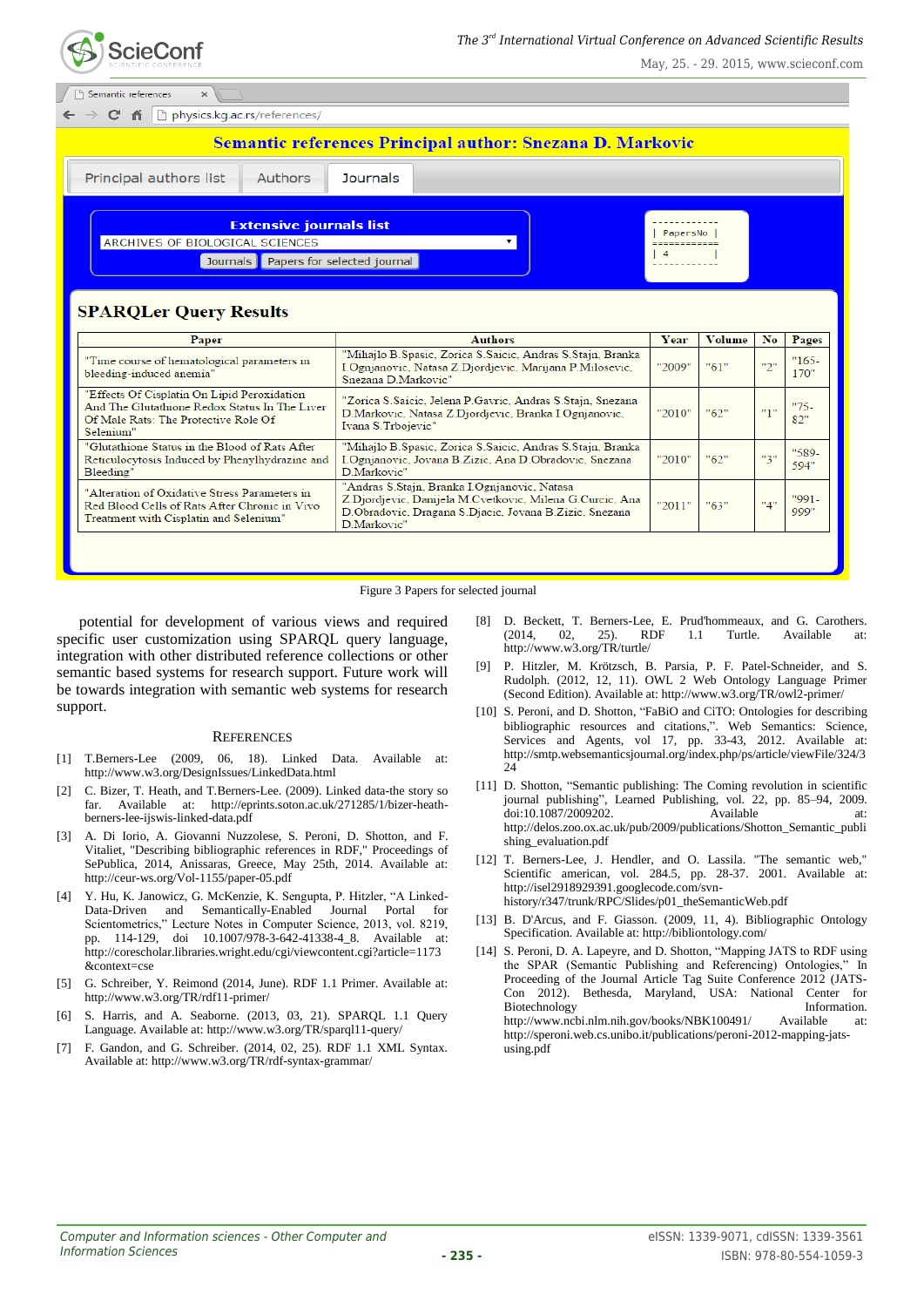Semantic references Principal author: Snezana D. Markovic

Principal authors list | Authors | Journals

Extensive journals list

ARCHIVES OF BIOLOGICAL SCIENCES

Journals | Papers for selected journal

| PapersNo |
|---|
| 4 |

**SPARQLer Query Results**

| Paper | Authors | Year | Volume | No | Pages |
|---|---|---|---|---|---|
| "Time course of hematological parameters in bleeding-induced anemia" | "Mihajlo B.Spasic, Zorica S.Saicic, Andras S.Stajn, Branka I.Ognjanovic, Natasa Z.Djordjevic, Marijana P.Milosevic, Snezana D.Markovic" | "2009" | "61" | "2" | "165-170" |
| "Effects Of Cisplatin On Lipid Peroxidation And The Glutathione Redox Status In The Liver Of Male Rats: The Protective Role Of Selenium" | "Zorica S.Saicic, Jelena P.Gavric, Andras S.Stajn, Snezana D.Markovic, Natasa Z.Djordjevic, Branka I.Ognjanovic, Ivana S.Trbojevic" | "2010" | "62" | "1" | "75-82" |
| "Glutathione Status in the Blood of Rats After Reticulocytosis Induced by Phenylhydrazine and Bleeding" | "Mihajlo B.Spasic, Zorica S.Saicic, Andras S.Stajn, Branka I.Ognjanovic, Jovana B.Zizic, Ana D.Obradovic, Snezana D.Markovic" | "2010" | "62" | "3" | "589-594" |
| "Alteration of Oxidative Stress Parameters in Red Blood Cells of Rats After Chronic in Vivo Treatment with Cisplatin and Selenium" | "Andras S.Stajn, Branka I.Ognjanovic, Natasa Z.Djordjevic, Danijela M.Cvetkovic, Milena G.Curcic, Ana D.Obradovic, Dragana S.Djacic, Jovana B.Zizic, Snezana D.Markovic" | "2011" | "63" | "4" | "991-999" |

Figure 3 Papers for selected journal

potential for development of various views and required specific user customization using SPARQL query language, integration with other distributed reference collections or other semantic based systems for research support. Future work will be towards integration with semantic web systems for research support.

## References

[1] T.Berners-Lee (2009, 06, 18). Linked Data. Available at: http://www.w3.org/DesignIssues/LinkedData.html

[2] C. Bizer, T. Heath, and T.Berners-Lee. (2009). Linked data-the story so far. Available at: http://eprints.soton.ac.uk/271285/1/bizer-heath-berners-lee-ijswis-linked-data.pdf

[3] A. Di Iorio, A. Giovanni Nuzzolese, S. Peroni, D. Shotton, and F. Vitaliet, "Describing bibliographic references in RDF," Proceedings of SePublica, 2014, Anissaras, Greece, May 25th, 2014. Available at: http://ceur-ws.org/Vol-1155/paper-05.pdf

[4] Y. Hu, K. Janowicz, G. McKenzie, K. Sengupta, P. Hitzler, "A Linked-Data-Driven and Semantically-Enabled Journal Portal for Scientometrics," Lecture Notes in Computer Science, 2013, vol. 8219, pp. 114-129, doi 10.1007/978-3-642-41338-4_8. Available at: http://corescholar.libraries.wright.edu/cgi/viewcontent.cgi?article=1173&context=cse

[5] G. Schreiber, Y. Reimond (2014, June). RDF 1.1 Primer. Available at: http://www.w3.org/TR/rdf11-primer/

[6] S. Harris, and A. Seaborne. (2013, 03, 21). SPARQL 1.1 Query Language. Available at: http://www.w3.org/TR/sparql11-query/

[7] F. Gandon, and G. Schreiber. (2014, 02, 25). RDF 1.1 XML Syntax. Available at: http://www.w3.org/TR/rdf-syntax-grammar/

[8] D. Beckett, T. Berners-Lee, E. Prud'hommeaux, and G. Carothers. (2014, 02, 25). RDF 1.1 Turtle. Available at: http://www.w3.org/TR/turtle/

[9] P. Hitzler, M. Krötzsch, B. Parsia, P. F. Patel-Schneider, and S. Rudolph. (2012, 12, 11). OWL 2 Web Ontology Language Primer (Second Edition). Available at: http://www.w3.org/TR/owl2-primer/

[10] S. Peroni, and D. Shotton, "FaBiO and CiTO: Ontologies for describing bibliographic resources and citations,". Web Semantics: Science, Services and Agents, vol 17, pp. 33-43, 2012. Available at: http://smtp.websemanticsjournal.org/index.php/ps/article/viewFile/324/324

[11] D. Shotton, "Semantic publishing: The Coming revolution in scientific journal publishing", Learned Publishing, vol. 22, pp. 85–94, 2009. doi:10.1087/2009202. Available at: http://delos.zoo.ox.ac.uk/pub/2009/publications/Shotton_Semantic_publishing_evaluation.pdf

[12] T. Berners-Lee, J. Hendler, and O. Lassila. "The semantic web," Scientific american, vol. 284.5, pp. 28-37. 2001. Available at: http://isel2918929391.googlecode.com/svn-history/r347/trunk/RPC/Slides/p01_theSemanticWeb.pdf

[13] B. D'Arcus, and F. Giasson. (2009, 11, 4). Bibliographic Ontology Specification. Available at: http://bibliontology.com/

[14] S. Peroni, D. A. Lapeyre, and D. Shotton, "Mapping JATS to RDF using the SPAR (Semantic Publishing and Referencing) Ontologies," In Proceeding of the Journal Article Tag Suite Conference 2012 (JATS-Con 2012). Bethesda, Maryland, USA: National Center for Biotechnology Information. http://www.ncbi.nlm.nih.gov/books/NBK100491/ Available at: http://speroni.web.cs.unibo.it/publications/peroni-2012-mapping-jats-using.pdf